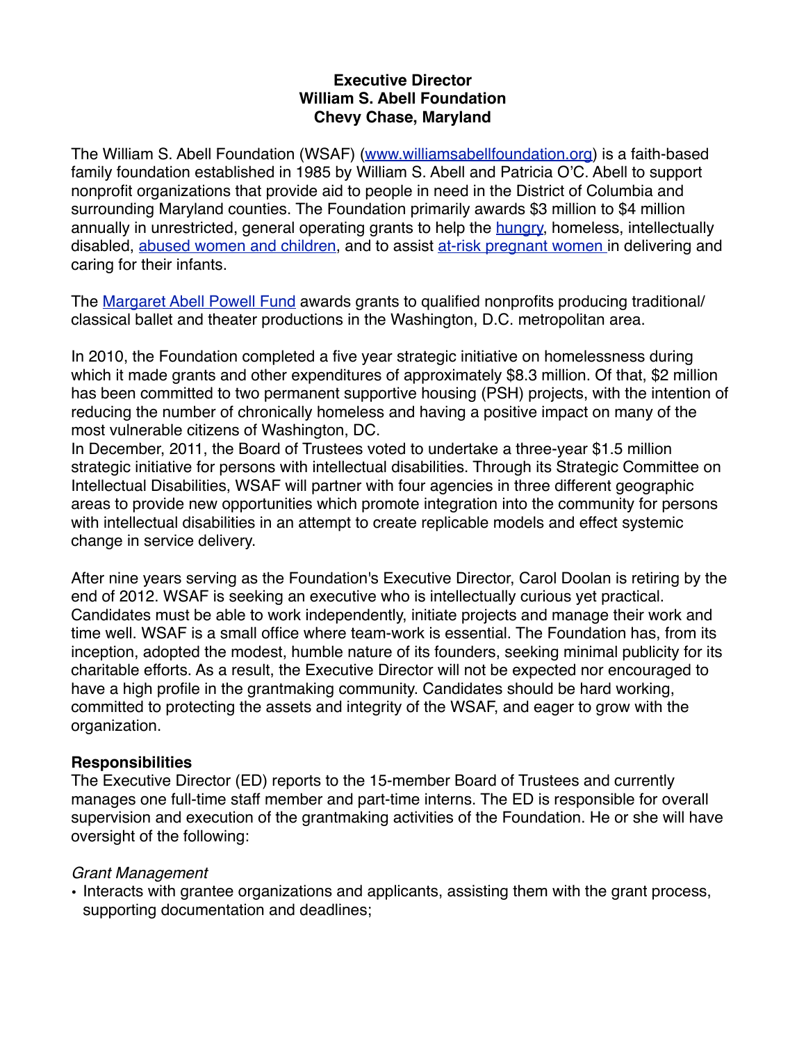**Executive Director**
**William S. Abell Foundation**
**Chevy Chase, Maryland**

The William S. Abell Foundation (WSAF) (www.williamsabellfoundation.org) is a faith-based family foundation established in 1985 by William S. Abell and Patricia O'C. Abell to support nonprofit organizations that provide aid to people in need in the District of Columbia and surrounding Maryland counties. The Foundation primarily awards $3 million to $4 million annually in unrestricted, general operating grants to help the hungry, homeless, intellectually disabled, abused women and children, and to assist at-risk pregnant women in delivering and caring for their infants.

The Margaret Abell Powell Fund awards grants to qualified nonprofits producing traditional/ classical ballet and theater productions in the Washington, D.C. metropolitan area.

In 2010, the Foundation completed a five year strategic initiative on homelessness during which it made grants and other expenditures of approximately $8.3 million. Of that, $2 million has been committed to two permanent supportive housing (PSH) projects, with the intention of reducing the number of chronically homeless and having a positive impact on many of the most vulnerable citizens of Washington, DC.
In December, 2011, the Board of Trustees voted to undertake a three-year $1.5 million strategic initiative for persons with intellectual disabilities. Through its Strategic Committee on Intellectual Disabilities, WSAF will partner with four agencies in three different geographic areas to provide new opportunities which promote integration into the community for persons with intellectual disabilities in an attempt to create replicable models and effect systemic change in service delivery.

After nine years serving as the Foundation's Executive Director, Carol Doolan is retiring by the end of 2012. WSAF is seeking an executive who is intellectually curious yet practical. Candidates must be able to work independently, initiate projects and manage their work and time well. WSAF is a small office where team-work is essential. The Foundation has, from its inception, adopted the modest, humble nature of its founders, seeking minimal publicity for its charitable efforts. As a result, the Executive Director will not be expected nor encouraged to have a high profile in the grantmaking community. Candidates should be hard working, committed to protecting the assets and integrity of the WSAF, and eager to grow with the organization.

**Responsibilities**
The Executive Director (ED) reports to the 15-member Board of Trustees and currently manages one full-time staff member and part-time interns. The ED is responsible for overall supervision and execution of the grantmaking activities of the Foundation. He or she will have oversight of the following:

*Grant Management*

- Interacts with grantee organizations and applicants, assisting them with the grant process, supporting documentation and deadlines;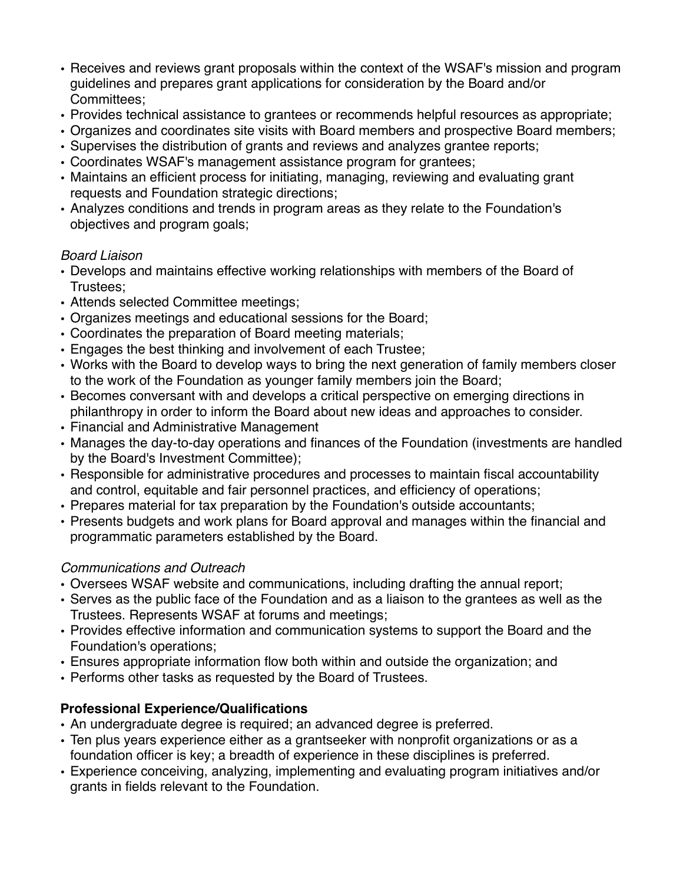- Receives and reviews grant proposals within the context of the WSAF's mission and program guidelines and prepares grant applications for consideration by the Board and/or Committees;
- Provides technical assistance to grantees or recommends helpful resources as appropriate;
- Organizes and coordinates site visits with Board members and prospective Board members;
- Supervises the distribution of grants and reviews and analyzes grantee reports;
- Coordinates WSAF's management assistance program for grantees;
- Maintains an efficient process for initiating, managing, reviewing and evaluating grant requests and Foundation strategic directions;
- Analyzes conditions and trends in program areas as they relate to the Foundation's objectives and program goals;

*Board Liaison*

- Develops and maintains effective working relationships with members of the Board of Trustees;
- Attends selected Committee meetings;
- Organizes meetings and educational sessions for the Board;
- Coordinates the preparation of Board meeting materials;
- Engages the best thinking and involvement of each Trustee;
- Works with the Board to develop ways to bring the next generation of family members closer to the work of the Foundation as younger family members join the Board;
- Becomes conversant with and develops a critical perspective on emerging directions in philanthropy in order to inform the Board about new ideas and approaches to consider.
- Financial and Administrative Management
- Manages the day-to-day operations and finances of the Foundation (investments are handled by the Board's Investment Committee);
- Responsible for administrative procedures and processes to maintain fiscal accountability and control, equitable and fair personnel practices, and efficiency of operations;
- Prepares material for tax preparation by the Foundation's outside accountants;
- Presents budgets and work plans for Board approval and manages within the financial and programmatic parameters established by the Board.

*Communications and Outreach*

- Oversees WSAF website and communications, including drafting the annual report;
- Serves as the public face of the Foundation and as a liaison to the grantees as well as the Trustees. Represents WSAF at forums and meetings;
- Provides effective information and communication systems to support the Board and the Foundation's operations;
- Ensures appropriate information flow both within and outside the organization; and
- Performs other tasks as requested by the Board of Trustees.

**Professional Experience/Qualifications**

- An undergraduate degree is required; an advanced degree is preferred.
- Ten plus years experience either as a grantseeker with nonprofit organizations or as a foundation officer is key; a breadth of experience in these disciplines is preferred.
- Experience conceiving, analyzing, implementing and evaluating program initiatives and/or grants in fields relevant to the Foundation.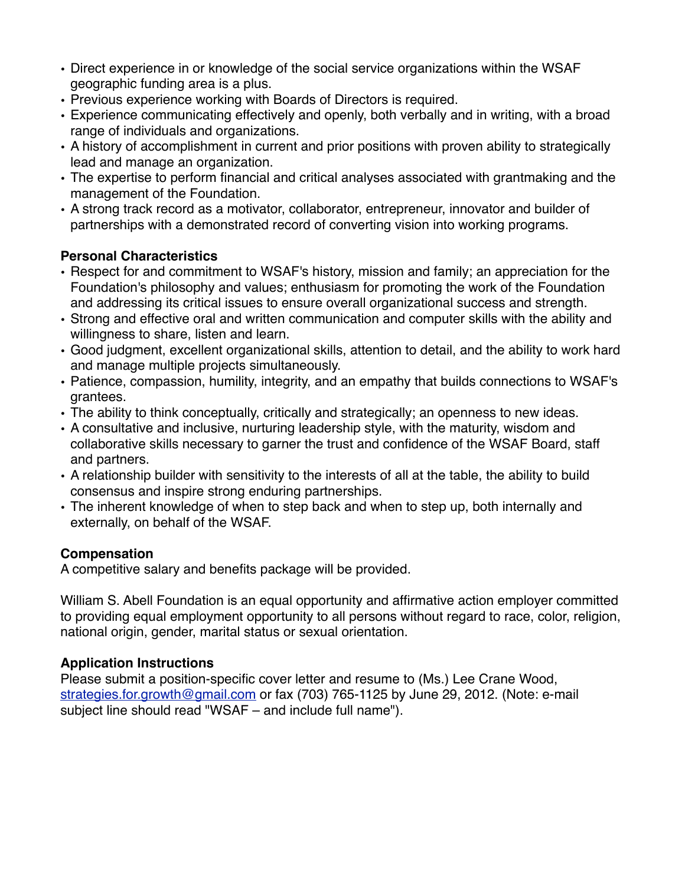- Direct experience in or knowledge of the social service organizations within the WSAF geographic funding area is a plus.
- Previous experience working with Boards of Directors is required.
- Experience communicating effectively and openly, both verbally and in writing, with a broad range of individuals and organizations.
- A history of accomplishment in current and prior positions with proven ability to strategically lead and manage an organization.
- The expertise to perform financial and critical analyses associated with grantmaking and the management of the Foundation.
- A strong track record as a motivator, collaborator, entrepreneur, innovator and builder of partnerships with a demonstrated record of converting vision into working programs.

**Personal Characteristics**

- Respect for and commitment to WSAF's history, mission and family; an appreciation for the Foundation's philosophy and values; enthusiasm for promoting the work of the Foundation and addressing its critical issues to ensure overall organizational success and strength.
- Strong and effective oral and written communication and computer skills with the ability and willingness to share, listen and learn.
- Good judgment, excellent organizational skills, attention to detail, and the ability to work hard and manage multiple projects simultaneously.
- Patience, compassion, humility, integrity, and an empathy that builds connections to WSAF's grantees.
- The ability to think conceptually, critically and strategically; an openness to new ideas.
- A consultative and inclusive, nurturing leadership style, with the maturity, wisdom and collaborative skills necessary to garner the trust and confidence of the WSAF Board, staff and partners.
- A relationship builder with sensitivity to the interests of all at the table, the ability to build consensus and inspire strong enduring partnerships.
- The inherent knowledge of when to step back and when to step up, both internally and externally, on behalf of the WSAF.

**Compensation**

A competitive salary and benefits package will be provided.

William S. Abell Foundation is an equal opportunity and affirmative action employer committed to providing equal employment opportunity to all persons without regard to race, color, religion, national origin, gender, marital status or sexual orientation.

**Application Instructions**

Please submit a position-specific cover letter and resume to (Ms.) Lee Crane Wood, strategies.for.growth@gmail.com or fax (703) 765-1125 by June 29, 2012. (Note: e-mail subject line should read "WSAF – and include full name").